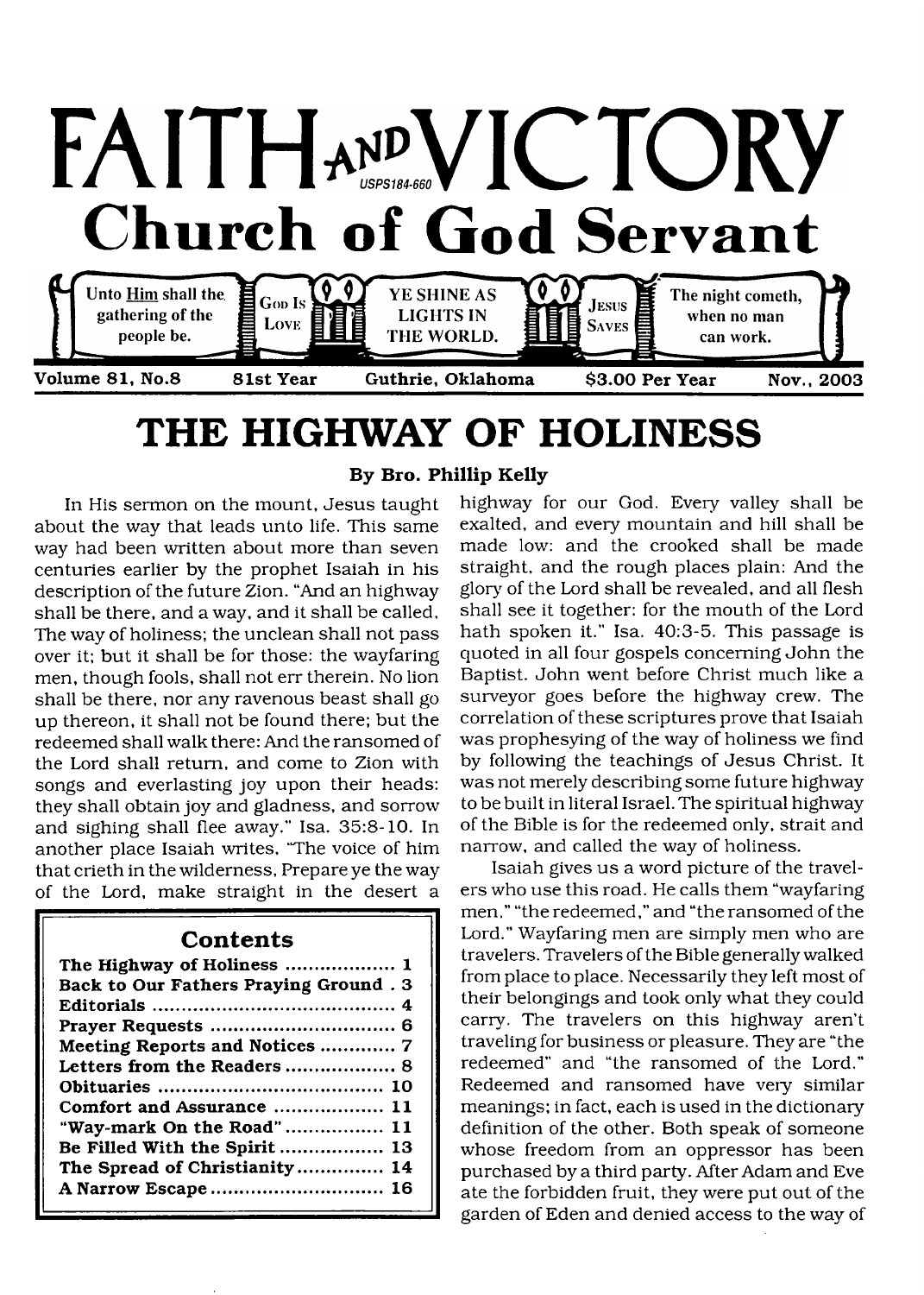# FAITH AND VICTORY

USPS184-660

## Church of God Servant

Unto Him shall the gathering of the people be. | God Is Love | YE SHINE AS LIGHTS IN THE WORLD. | Jesus Saves | The night cometh, when no man can work.

Volume 81, No.8 | 81st Year | Guthrie, Oklahoma | $3.00 Per Year | Nov., 2003

# THE HIGHWAY OF HOLINESS

**By Bro. Phillip Kelly**

In His sermon on the mount, Jesus taught about the way that leads unto life. This same way had been written about more than seven centuries earlier by the prophet Isaiah in his description of the future Zion. "And an highway shall be there, and a way, and it shall be called, The way of holiness; the unclean shall not pass over it; but it shall be for those: the wayfaring men, though fools, shall not err therein. No lion shall be there, nor any ravenous beast shall go up thereon, it shall not be found there; but the redeemed shall walk there: And the ransomed of the Lord shall return, and come to Zion with songs and everlasting joy upon their heads: they shall obtain joy and gladness, and sorrow and sighing shall flee away." Isa. 35:8-10. In another place Isaiah writes, "The voice of him that crieth in the wilderness, Prepare ye the way of the Lord, make straight in the desert a highway for our God. Every valley shall be exalted, and every mountain and hill shall be made low: and the crooked shall be made straight, and the rough places plain: And the glory of the Lord shall be revealed, and all flesh shall see it together: for the mouth of the Lord hath spoken it." Isa. 40:3-5. This passage is quoted in all four gospels concerning John the Baptist. John went before Christ much like a surveyor goes before the highway crew. The correlation of these scriptures prove that Isaiah was prophesying of the way of holiness we find by following the teachings of Jesus Christ. It was not merely describing some future highway to be built in literal Israel. The spiritual highway of the Bible is for the redeemed only, strait and narrow, and called the way of holiness.

Isaiah gives us a word picture of the travelers who use this road. He calls them "wayfaring men," "the redeemed," and "the ransomed of the Lord." Wayfaring men are simply men who are travelers. Travelers of the Bible generally walked from place to place. Necessarily they left most of their belongings and took only what they could carry. The travelers on this highway aren't traveling for business or pleasure. They are "the redeemed" and "the ransomed of the Lord." Redeemed and ransomed have very similar meanings; in fact, each is used in the dictionary definition of the other. Both speak of someone whose freedom from an oppressor has been purchased by a third party. After Adam and Eve ate the forbidden fruit, they were put out of the garden of Eden and denied access to the way of

| Contents | |
|---|---|
| The Highway of Holiness | 1 |
| Back to Our Fathers Praying Ground | 3 |
| Editorials | 4 |
| Prayer Requests | 6 |
| Meeting Reports and Notices | 7 |
| Letters from the Readers | 8 |
| Obituaries | 10 |
| Comfort and Assurance | 11 |
| "Way-mark On the Road" | 11 |
| Be Filled With the Spirit | 13 |
| The Spread of Christianity | 14 |
| A Narrow Escape | 16 |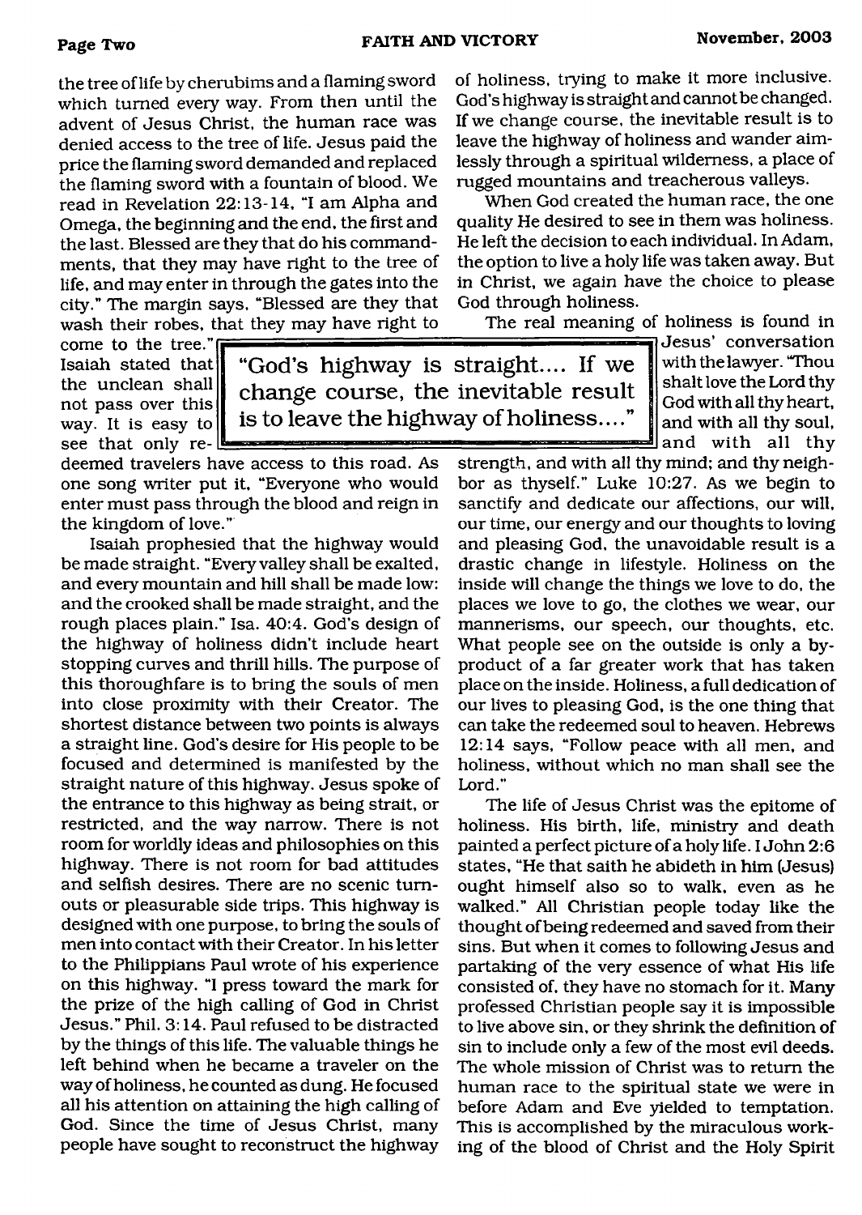the tree of life by cherubims and a flaming sword which turned every way. From then until the advent of Jesus Christ, the human race was denied access to the tree of life. Jesus paid the price the flaming sword demanded and replaced the flaming sword with a fountain of blood. We read in Revelation 22:13-14, "I am Alpha and Omega, the beginning and the end, the first and the last. Blessed are they that do his commandments, that they may have right to the tree of life, and may enter in through the gates into the city." The margin says, "Blessed are they that wash their robes, that they may have right to come to the tree." Isaiah stated that the unclean shall not pass over this way. It is easy to see that only redeemed travelers have access to this road. As one song writer put it, "Everyone who would enter must pass through the blood and reign in the kingdom of love."

Isaiah prophesied that the highway would be made straight. "Every valley shall be exalted, and every mountain and hill shall be made low: and the crooked shall be made straight, and the rough places plain." Isa. 40:4. God's design of the highway of holiness didn't include heart stopping curves and thrill hills. The purpose of this thoroughfare is to bring the souls of men into close proximity with their Creator. The shortest distance between two points is always a straight line. God's desire for His people to be focused and determined is manifested by the straight nature of this highway. Jesus spoke of the entrance to this highway as being strait, or restricted, and the way narrow. There is not room for worldly ideas and philosophies on this highway. There is not room for bad attitudes and selfish desires. There are no scenic turnouts or pleasurable side trips. This highway is designed with one purpose, to bring the souls of men into contact with their Creator. In his letter to the Philippians Paul wrote of his experience on this highway. "I press toward the mark for the prize of the high calling of God in Christ Jesus." Phil. 3:14. Paul refused to be distracted by the things of this life. The valuable things he left behind when he became a traveler on the way of holiness, he counted as dung. He focused all his attention on attaining the high calling of God. Since the time of Jesus Christ, many people have sought to reconstruct the highway of holiness, trying to make it more inclusive. God's highway is straight and cannot be changed. If we change course, the inevitable result is to leave the highway of holiness and wander aimlessly through a spiritual wilderness, a place of rugged mountains and treacherous valleys.

> "God's highway is straight.... If we change course, the inevitable result is to leave the highway of holiness...."

When God created the human race, the one quality He desired to see in them was holiness. He left the decision to each individual. In Adam, the option to live a holy life was taken away. But in Christ, we again have the choice to please God through holiness.

The real meaning of holiness is found in Jesus' conversation with the lawyer. "Thou shalt love the Lord thy God with all thy heart, and with all thy soul, and with all thy strength, and with all thy mind; and thy neighbor as thyself." Luke 10:27. As we begin to sanctify and dedicate our affections, our will, our time, our energy and our thoughts to loving and pleasing God, the unavoidable result is a drastic change in lifestyle. Holiness on the inside will change the things we love to do, the places we love to go, the clothes we wear, our mannerisms, our speech, our thoughts, etc. What people see on the outside is only a by-product of a far greater work that has taken place on the inside. Holiness, a full dedication of our lives to pleasing God, is the one thing that can take the redeemed soul to heaven. Hebrews 12:14 says, "Follow peace with all men, and holiness, without which no man shall see the Lord."

The life of Jesus Christ was the epitome of holiness. His birth, life, ministry and death painted a perfect picture of a holy life. I John 2:6 states, "He that saith he abideth in him (Jesus) ought himself also so to walk, even as he walked." All Christian people today like the thought of being redeemed and saved from their sins. But when it comes to following Jesus and partaking of the very essence of what His life consisted of, they have no stomach for it. Many professed Christian people say it is impossible to live above sin, or they shrink the definition of sin to include only a few of the most evil deeds. The whole mission of Christ was to return the human race to the spiritual state we were in before Adam and Eve yielded to temptation. This is accomplished by the miraculous working of the blood of Christ and the Holy Spirit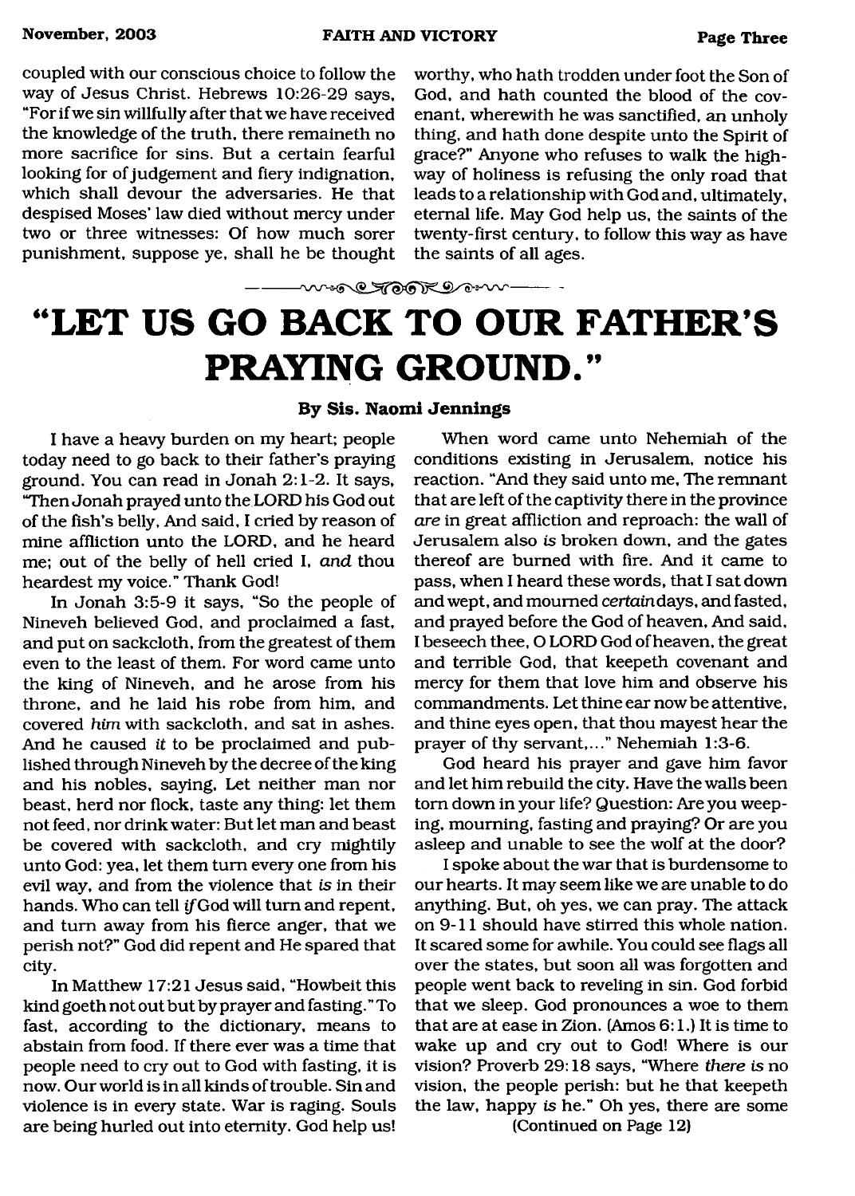coupled with our conscious choice to follow the way of Jesus Christ. Hebrews 10:26-29 says, "For if we sin willfully after that we have received the knowledge of the truth, there remaineth no more sacrifice for sins. But a certain fearful looking for of judgement and fiery indignation, which shall devour the adversaries. He that despised Moses' law died without mercy under two or three witnesses: Of how much sorer punishment, suppose ye, shall he be thought worthy, who hath trodden under foot the Son of God, and hath counted the blood of the covenant, wherewith he was sanctified, an unholy thing, and hath done despite unto the Spirit of grace?" Anyone who refuses to walk the highway of holiness is refusing the only road that leads to a relationship with God and, ultimately, eternal life. May God help us, the saints of the twenty-first century, to follow this way as have the saints of all ages.

# "LET US GO BACK TO OUR FATHER'S PRAYING GROUND."

**By Sis. Naomi Jennings**

I have a heavy burden on my heart; people today need to go back to their father's praying ground. You can read in Jonah 2:1-2. It says, "Then Jonah prayed unto the LORD his God out of the fish's belly, And said, I cried by reason of mine affliction unto the LORD, and he heard me; out of the belly of hell cried I, *and* thou heardest my voice." Thank God!

In Jonah 3:5-9 it says, "So the people of Nineveh believed God, and proclaimed a fast, and put on sackcloth, from the greatest of them even to the least of them. For word came unto the king of Nineveh, and he arose from his throne, and he laid his robe from him, and covered *him* with sackcloth, and sat in ashes. And he caused *it* to be proclaimed and published through Nineveh by the decree of the king and his nobles, saying, Let neither man nor beast, herd nor flock, taste any thing: let them not feed, nor drink water: But let man and beast be covered with sackcloth, and cry mightily unto God: yea, let them turn every one from his evil way, and from the violence that *is* in their hands. Who can tell *if* God will turn and repent, and turn away from his fierce anger, that we perish not?" God did repent and He spared that city.

In Matthew 17:21 Jesus said, "Howbeit this kind goeth not out but by prayer and fasting." To fast, according to the dictionary, means to abstain from food. If there ever was a time that people need to cry out to God with fasting, it is now. Our world is in all kinds of trouble. Sin and violence is in every state. War is raging. Souls are being hurled out into eternity. God help us!

When word came unto Nehemiah of the conditions existing in Jerusalem, notice his reaction. "And they said unto me, The remnant that are left of the captivity there in the province *are* in great affliction and reproach: the wall of Jerusalem also *is* broken down, and the gates thereof are burned with fire. And it came to pass, when I heard these words, that I sat down and wept, and mourned *certain* days, and fasted, and prayed before the God of heaven, And said, I beseech thee, O LORD God of heaven, the great and terrible God, that keepeth covenant and mercy for them that love him and observe his commandments. Let thine ear now be attentive, and thine eyes open, that thou mayest hear the prayer of thy servant,..." Nehemiah 1:3-6.

God heard his prayer and gave him favor and let him rebuild the city. Have the walls been torn down in your life? Question: Are you weeping, mourning, fasting and praying? Or are you asleep and unable to see the wolf at the door?

I spoke about the war that is burdensome to our hearts. It may seem like we are unable to do anything. But, oh yes, we can pray. The attack on 9-11 should have stirred this whole nation. It scared some for awhile. You could see flags all over the states, but soon all was forgotten and people went back to reveling in sin. God forbid that we sleep. God pronounces a woe to them that are at ease in Zion. (Amos 6:1.) It is time to wake up and cry out to God! Where is our vision? Proverb 29:18 says, "Where *there is* no vision, the people perish: but he that keepeth the law, happy *is* he." Oh yes, there are some

(Continued on Page 12)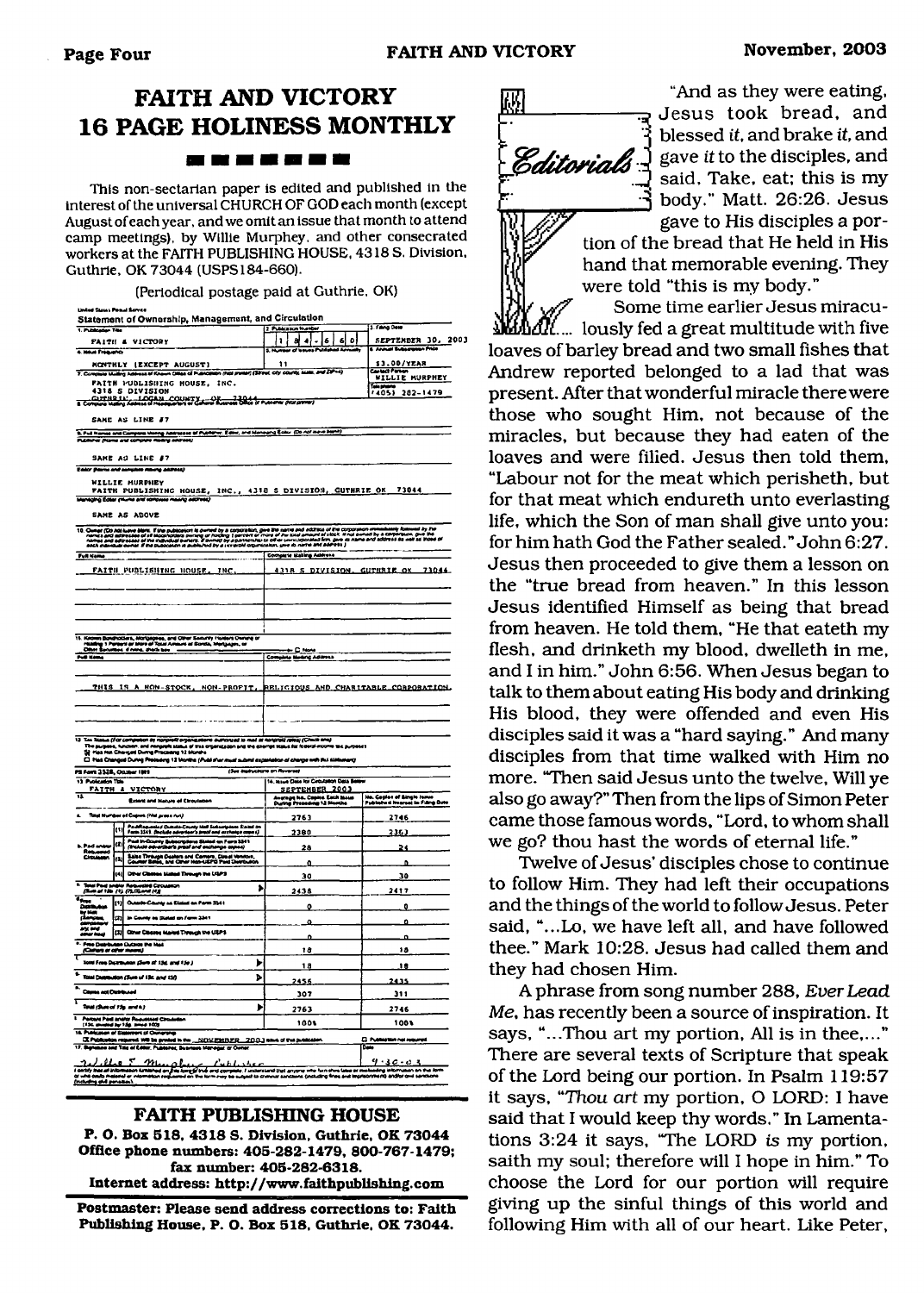# FAITH AND VICTORY 16 PAGE HOLINESS MONTHLY

This non-sectarian paper is edited and published in the interest of the universal CHURCH OF GOD each month (except August of each year, and we omit an issue that month to attend camp meetings), by Willie Murphey, and other consecrated workers at the FAITH PUBLISHING HOUSE, 4318 S. Division, Guthrie, OK 73044 (USPS184-660).

(Periodical postage paid at Guthrie, OK)

United States Postal Service
Statement of Ownership, Management, and Circulation

1. Publication Title: FAITH & VICTORY
2. Publication Number: 1 8 4 - 6 6 0
3. Filing Date: SEPTEMBER 30, 2003
4. Issue Frequency: MONTHLY (EXCEPT AUGUST)
5. Number of Issues Published Annually: 11
6. Annual Subscription Price: $3.00/YEAR
7. Complete Mailing Address of Known Office of Publication: FAITH PUBLISHING HOUSE, INC. 4318 S DIVISION GUTHRIE, LOGAN COUNTY, OK 73044
Contact Person: WILLIE MURPHEY
Telephone: (405) 282-1479
8. Complete Mailing Address of Headquarters or General Business Office of Publisher: SAME AS LINE #7
9. Full Names and Complete Mailing Addresses of Publisher, Editor, and Managing Editor
Publisher: SAME AS LINE #7
Editor: WILLIE MURPHEY FAITH PUBLISHING HOUSE, INC., 4318 S DIVISION, GUTHRIE OK 73044
Managing Editor: SAME AS ABOVE
10. Owner

| Full Name | Complete Mailing Address |
|---|---|
| FAITH PUBLISHING HOUSE, INC. | 4318 S DIVISION, GUTHRIE OK 73044 |

11. Known Bondholders, Mortgagees, and Other Security Holders: None
THIS IS A NON-STOCK, NON-PROFIT, RELIGIOUS AND CHARITABLE CORPORATION.

12. Tax Status: Has Not Changed During Preceding 12 Months

13. Publication Title: FAITH & VICTORY
14. Issue Date for Circulation Data Below: SEPTEMBER 2003

| 15. Extent and Nature of Circulation | Average No. Copies Each Issue During Preceding 12 Months | No. Copies of Single Issue Published Nearest to Filing Date |
|---|---|---|
| a. Total Number of Copies (Net press run) | 2763 | 2746 |
| b. (1) Paid/Requested Outside-County Mail Subscriptions Stated on Form 3541 | 2380 | 2363 |
| b. (2) Paid In-County Subscriptions Stated on Form 3541 | 28 | 24 |
| b. (3) Sales Through Dealers and Carriers, Street Vendors, Counter Sales, and Other Non-USPS Paid Distribution | 0 | 0 |
| b. (4) Other Classes Mailed Through the USPS | 30 | 30 |
| c. Total Paid and/or Requested Circulation | 2438 | 2417 |
| d. (1) Free Distribution by Mail Outside-County as Stated on Form 3541 | 0 | 0 |
| d. (2) In-County as Stated on Form 3541 | 0 | 0 |
| d. (3) Other Classes Mailed Through the USPS | 0 | 0 |
| e. Free Distribution Outside the Mail | 18 | 18 |
| f. Total Free Distribution | 18 | 18 |
| g. Total Distribution | 2456 | 2435 |
| h. Copies not Distributed | 307 | 311 |
| i. Total | 2763 | 2746 |
| j. Percent Paid and/or Requested Circulation | 100% | 100% |

16. Publication of Statement of Ownership: Publication required. Will be printed in the NOVEMBER 2003 issue of this publication.
17. Signature and Title of Editor, Publisher, Business Manager, or Owner: Willie F. Murphey, Publisher — Date: 9-30-03

## FAITH PUBLISHING HOUSE

**P. O. Box 518, 4318 S. Division, Guthrie, OK 73044**
**Office phone numbers: 405-282-1479, 800-767-1479; fax number: 405-282-6318.**
**Internet address: http://www.faithpublishing.com**

**Postmaster: Please send address corrections to: Faith Publishing House, P. O. Box 518, Guthrie, OK 73044.**

---

## Editorials

"And as they were eating, Jesus took bread, and blessed *it*, and brake *it*, and gave *it* to the disciples, and said, Take, eat; this is my body." Matt. 26:26. Jesus gave to His disciples a portion of the bread that He held in His hand that memorable evening. They were told "this is my body."

Some time earlier Jesus miraculously fed a great multitude with five loaves of barley bread and two small fishes that Andrew reported belonged to a lad that was present. After that wonderful miracle there were those who sought Him, not because of the miracles, but because they had eaten of the loaves and were filled. Jesus then told them, "Labour not for the meat which perisheth, but for that meat which endureth unto everlasting life, which the Son of man shall give unto you: for him hath God the Father sealed." John 6:27. Jesus then proceeded to give them a lesson on the "true bread from heaven." In this lesson Jesus identified Himself as being that bread from heaven. He told them, "He that eateth my flesh, and drinketh my blood, dwelleth in me, and I in him." John 6:56. When Jesus began to talk to them about eating His body and drinking His blood, they were offended and even His disciples said it was a "hard saying." And many disciples from that time walked with Him no more. "Then said Jesus unto the twelve, Will ye also go away?" Then from the lips of Simon Peter came those famous words, "Lord, to whom shall we go? thou hast the words of eternal life."

Twelve of Jesus' disciples chose to continue to follow Him. They had left their occupations and the things of the world to follow Jesus. Peter said, "...Lo, we have left all, and have followed thee." Mark 10:28. Jesus had called them and they had chosen Him.

A phrase from song number 288, *Ever Lead Me*, has recently been a source of inspiration. It says, "...Thou art my portion, All is in thee,..." There are several texts of Scripture that speak of the Lord being our portion. In Psalm 119:57 it says, "*Thou art* my portion, O LORD: I have said that I would keep thy words." In Lamentations 3:24 it says, "The LORD *is* my portion, saith my soul; therefore will I hope in him." To choose the Lord for our portion will require giving up the sinful things of this world and following Him with all of our heart. Like Peter,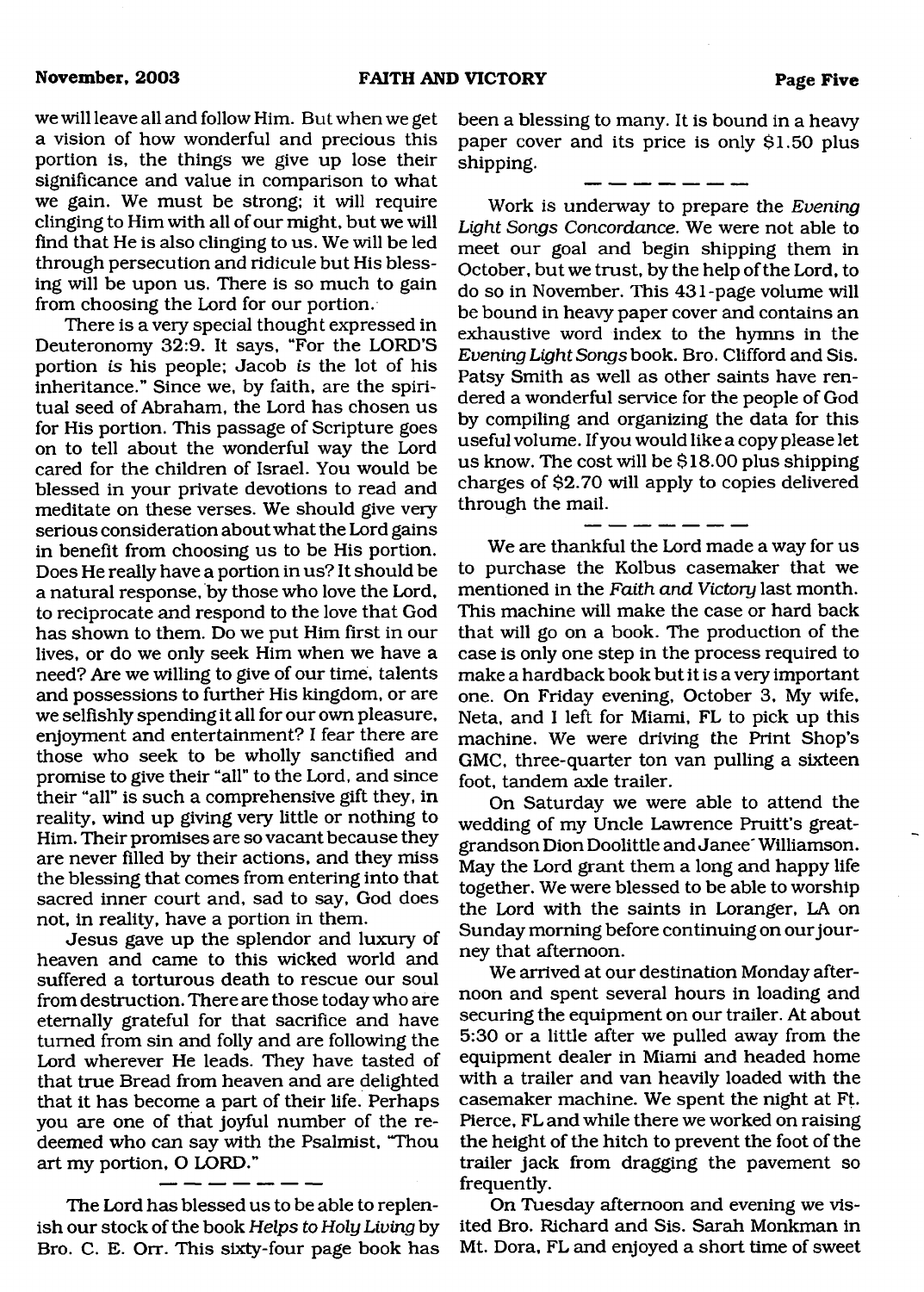we will leave all and follow Him. But when we get a vision of how wonderful and precious this portion is, the things we give up lose their significance and value in comparison to what we gain. We must be strong; it will require clinging to Him with all of our might, but we will find that He is also clinging to us. We will be led through persecution and ridicule but His blessing will be upon us. There is so much to gain from choosing the Lord for our portion.

There is a very special thought expressed in Deuteronomy 32:9. It says, "For the LORD'S portion *is* his people; Jacob *is* the lot of his inheritance." Since we, by faith, are the spiritual seed of Abraham, the Lord has chosen us for His portion. This passage of Scripture goes on to tell about the wonderful way the Lord cared for the children of Israel. You would be blessed in your private devotions to read and meditate on these verses. We should give very serious consideration about what the Lord gains in benefit from choosing us to be His portion. Does He really have a portion in us? It should be a natural response, by those who love the Lord, to reciprocate and respond to the love that God has shown to them. Do we put Him first in our lives, or do we only seek Him when we have a need? Are we willing to give of our time, talents and possessions to further His kingdom, or are we selfishly spending it all for our own pleasure, enjoyment and entertainment? I fear there are those who seek to be wholly sanctified and promise to give their "all" to the Lord, and since their "all" is such a comprehensive gift they, in reality, wind up giving very little or nothing to Him. Their promises are so vacant because they are never filled by their actions, and they miss the blessing that comes from entering into that sacred inner court and, sad to say, God does not, in reality, have a portion in them.

Jesus gave up the splendor and luxury of heaven and came to this wicked world and suffered a torturous death to rescue our soul from destruction. There are those today who are eternally grateful for that sacrifice and have turned from sin and folly and are following the Lord wherever He leads. They have tasted of that true Bread from heaven and are delighted that it has become a part of their life. Perhaps you are one of that joyful number of the redeemed who can say with the Psalmist, "Thou art my portion, O LORD."

— — — — — —

The Lord has blessed us to be able to replenish our stock of the book *Helps to Holy Living* by Bro. C. E. Orr. This sixty-four page book has been a blessing to many. It is bound in a heavy paper cover and its price is only $1.50 plus shipping.

— — — — — —

Work is underway to prepare the *Evening Light Songs Concordance.* We were not able to meet our goal and begin shipping them in October, but we trust, by the help of the Lord, to do so in November. This 431-page volume will be bound in heavy paper cover and contains an exhaustive word index to the hymns in the *Evening Light Songs* book. Bro. Clifford and Sis. Patsy Smith as well as other saints have rendered a wonderful service for the people of God by compiling and organizing the data for this useful volume. If you would like a copy please let us know. The cost will be $18.00 plus shipping charges of $2.70 will apply to copies delivered through the mail.

— — — — — —

We are thankful the Lord made a way for us to purchase the Kolbus casemaker that we mentioned in the *Faith and Victory* last month. This machine will make the case or hard back that will go on a book. The production of the case is only one step in the process required to make a hardback book but it is a very important one. On Friday evening, October 3, My wife, Neta, and I left for Miami, FL to pick up this machine. We were driving the Print Shop's GMC, three-quarter ton van pulling a sixteen foot, tandem axle trailer.

On Saturday we were able to attend the wedding of my Uncle Lawrence Pruitt's great-grandson Dion Doolittle and Janee' Williamson. May the Lord grant them a long and happy life together. We were blessed to be able to worship the Lord with the saints in Loranger, LA on Sunday morning before continuing on our journey that afternoon.

We arrived at our destination Monday afternoon and spent several hours in loading and securing the equipment on our trailer. At about 5:30 or a little after we pulled away from the equipment dealer in Miami and headed home with a trailer and van heavily loaded with the casemaker machine. We spent the night at Ft. Pierce, FL and while there we worked on raising the height of the hitch to prevent the foot of the trailer jack from dragging the pavement so frequently.

On Tuesday afternoon and evening we visited Bro. Richard and Sis. Sarah Monkman in Mt. Dora, FL and enjoyed a short time of sweet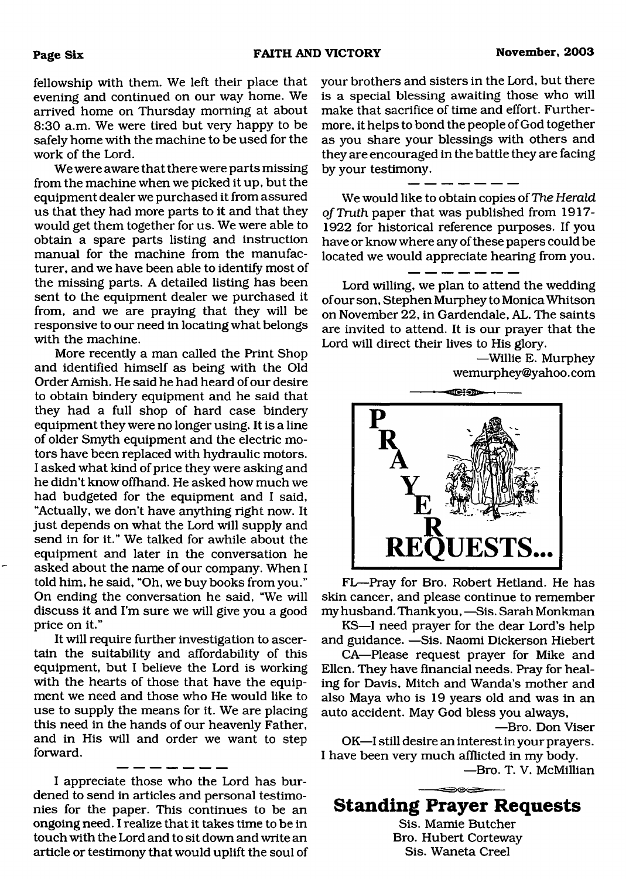fellowship with them. We left their place that evening and continued on our way home. We arrived home on Thursday morning at about 8:30 a.m. We were tired but very happy to be safely home with the machine to be used for the work of the Lord.

We were aware that there were parts missing from the machine when we picked it up, but the equipment dealer we purchased it from assured us that they had more parts to it and that they would get them together for us. We were able to obtain a spare parts listing and instruction manual for the machine from the manufacturer, and we have been able to identify most of the missing parts. A detailed listing has been sent to the equipment dealer we purchased it from, and we are praying that they will be responsive to our need in locating what belongs with the machine.

More recently a man called the Print Shop and identified himself as being with the Old Order Amish. He said he had heard of our desire to obtain bindery equipment and he said that they had a full shop of hard case bindery equipment they were no longer using. It is a line of older Smyth equipment and the electric motors have been replaced with hydraulic motors. I asked what kind of price they were asking and he didn't know offhand. He asked how much we had budgeted for the equipment and I said, "Actually, we don't have anything right now. It just depends on what the Lord will supply and send in for it." We talked for awhile about the equipment and later in the conversation he asked about the name of our company. When I told him, he said, "Oh, we buy books from you." On ending the conversation he said, "We will discuss it and I'm sure we will give you a good price on it."

It will require further investigation to ascertain the suitability and affordability of this equipment, but I believe the Lord is working with the hearts of those that have the equipment we need and those who He would like to use to supply the means for it. We are placing this need in the hands of our heavenly Father, and in His will and order we want to step forward.

---

I appreciate those who the Lord has burdened to send in articles and personal testimonies for the paper. This continues to be an ongoing need. I realize that it takes time to be in touch with the Lord and to sit down and write an article or testimony that would uplift the soul of your brothers and sisters in the Lord, but there is a special blessing awaiting those who will make that sacrifice of time and effort. Furthermore, it helps to bond the people of God together as you share your blessings with others and they are encouraged in the battle they are facing by your testimony.

---

We would like to obtain copies of *The Herald of Truth* paper that was published from 1917-1922 for historical reference purposes. If you have or know where any of these papers could be located we would appreciate hearing from you.

---

Lord willing, we plan to attend the wedding of our son, Stephen Murphey to Monica Whitson on November 22, in Gardendale, AL. The saints are invited to attend. It is our prayer that the Lord will direct their lives to His glory.

—Willie E. Murphey
wemurphey@yahoo.com

## PRAYER REQUESTS...

FL—Pray for Bro. Robert Hetland. He has skin cancer, and please continue to remember my husband. Thank you, —Sis. Sarah Monkman

KS—I need prayer for the dear Lord's help and guidance. —Sis. Naomi Dickerson Hiebert

CA—Please request prayer for Mike and Ellen. They have financial needs. Pray for healing for Davis, Mitch and Wanda's mother and also Maya who is 19 years old and was in an auto accident. May God bless you always,

—Bro. Don Viser

OK—I still desire an interest in your prayers. I have been very much afflicted in my body.

—Bro. T. V. McMillian

## Standing Prayer Requests

Sis. Mamie Butcher
Bro. Hubert Corteway
Sis. Waneta Creel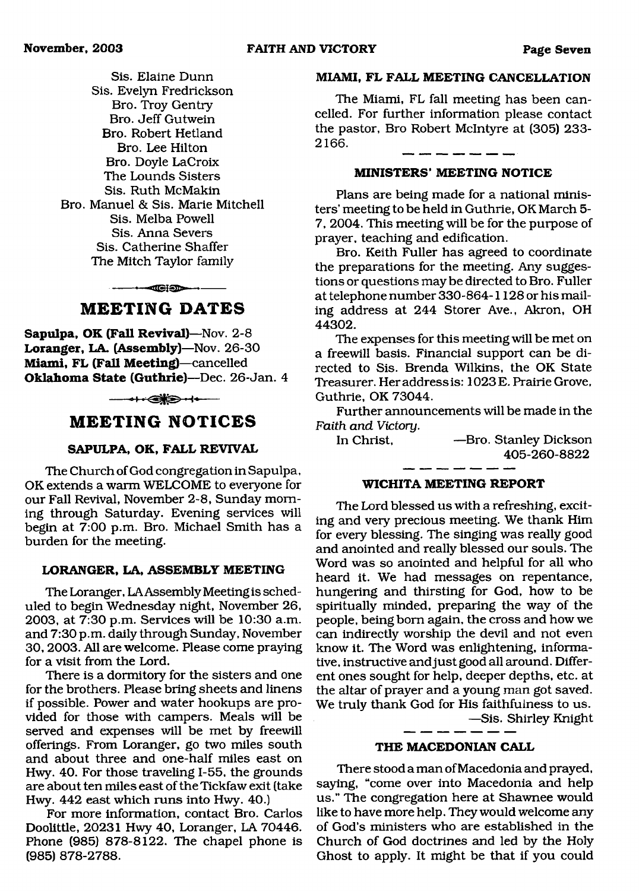Sis. Elaine Dunn
Sis. Evelyn Fredrickson
Bro. Troy Gentry
Bro. Jeff Gutwein
Bro. Robert Hetland
Bro. Lee Hilton
Bro. Doyle LaCroix
The Lounds Sisters
Sis. Ruth McMakin
Bro. Manuel & Sis. Marie Mitchell
Sis. Melba Powell
Sis. Anna Severs
Sis. Catherine Shaffer
The Mitch Taylor family

## MEETING DATES

**Sapulpa, OK (Fall Revival)**—Nov. 2-8
**Loranger, LA. (Assembly)**—Nov. 26-30
**Miami, FL (Fall Meeting)**—cancelled
**Oklahoma State (Guthrie)**—Dec. 26-Jan. 4

## MEETING NOTICES

### SAPULPA, OK, FALL REVIVAL

The Church of God congregation in Sapulpa, OK extends a warm WELCOME to everyone for our Fall Revival, November 2-8, Sunday morning through Saturday. Evening services will begin at 7:00 p.m. Bro. Michael Smith has a burden for the meeting.

### LORANGER, LA, ASSEMBLY MEETING

The Loranger, LA Assembly Meeting is scheduled to begin Wednesday night, November 26, 2003, at 7:30 p.m. Services will be 10:30 a.m. and 7:30 p.m. daily through Sunday, November 30, 2003. All are welcome. Please come praying for a visit from the Lord.

There is a dormitory for the sisters and one for the brothers. Please bring sheets and linens if possible. Power and water hookups are provided for those with campers. Meals will be served and expenses will be met by freewill offerings. From Loranger, go two miles south and about three and one-half miles east on Hwy. 40. For those traveling I-55, the grounds are about ten miles east of the Tickfaw exit (take Hwy. 442 east which runs into Hwy. 40.)

For more information, contact Bro. Carlos Doolittle, 20231 Hwy 40, Loranger, LA 70446. Phone (985) 878-8122. The chapel phone is (985) 878-2788.

### MIAMI, FL FALL MEETING CANCELLATION

The Miami, FL fall meeting has been cancelled. For further information please contact the pastor, Bro Robert McIntyre at (305) 233-2166.

### MINISTERS' MEETING NOTICE

Plans are being made for a national ministers' meeting to be held in Guthrie, OK March 5-7, 2004. This meeting will be for the purpose of prayer, teaching and edification.

Bro. Keith Fuller has agreed to coordinate the preparations for the meeting. Any suggestions or questions may be directed to Bro. Fuller at telephone number 330-864-1128 or his mailing address at 244 Storer Ave., Akron, OH 44302.

The expenses for this meeting will be met on a freewill basis. Financial support can be directed to Sis. Brenda Wilkins, the OK State Treasurer. Her address is: 1023 E. Prairie Grove, Guthrie, OK 73044.

Further announcements will be made in the *Faith and Victory*.

In Christ, —Bro. Stanley Dickson
405-260-8822

### WICHITA MEETING REPORT

The Lord blessed us with a refreshing, exciting and very precious meeting. We thank Him for every blessing. The singing was really good and anointed and really blessed our souls. The Word was so anointed and helpful for all who heard it. We had messages on repentance, hungering and thirsting for God, how to be spiritually minded, preparing the way of the people, being born again, the cross and how we can indirectly worship the devil and not even know it. The Word was enlightening, informative, instructive and just good all around. Different ones sought for help, deeper depths, etc. at the altar of prayer and a young man got saved. We truly thank God for His faithfulness to us.

—Sis. Shirley Knight

### THE MACEDONIAN CALL

There stood a man of Macedonia and prayed, saying, "come over into Macedonia and help us." The congregation here at Shawnee would like to have more help. They would welcome any of God's ministers who are established in the Church of God doctrines and led by the Holy Ghost to apply. It might be that if you could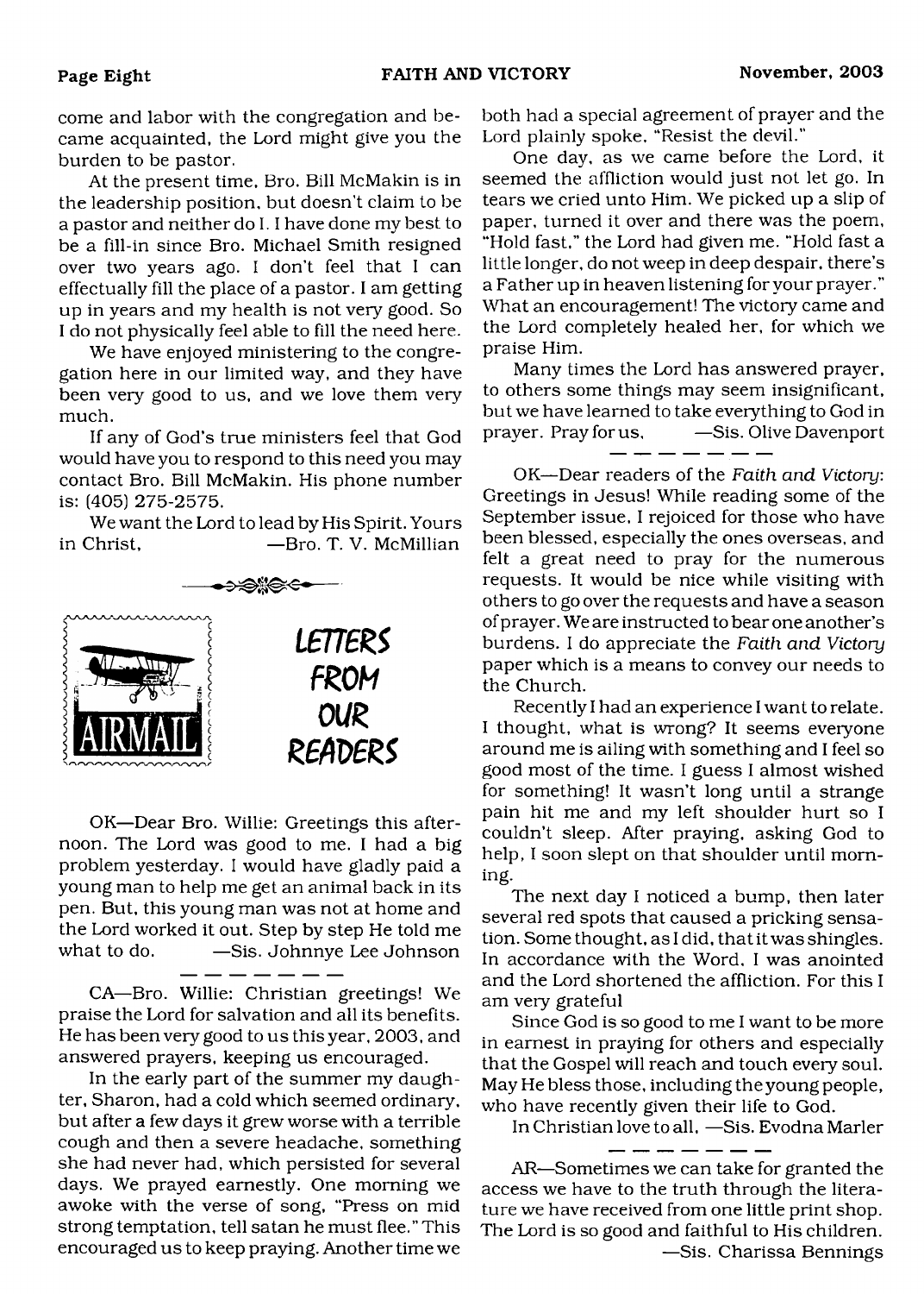come and labor with the congregation and became acquainted, the Lord might give you the burden to be pastor.

At the present time, Bro. Bill McMakin is in the leadership position, but doesn't claim to be a pastor and neither do I. I have done my best to be a fill-in since Bro. Michael Smith resigned over two years ago. I don't feel that I can effectually fill the place of a pastor. I am getting up in years and my health is not very good. So I do not physically feel able to fill the need here.

We have enjoyed ministering to the congregation here in our limited way, and they have been very good to us, and we love them very much.

If any of God's true ministers feel that God would have you to respond to this need you may contact Bro. Bill McMakin. His phone number is: (405) 275-2575.

We want the Lord to lead by His Spirit. Yours in Christ, —Bro. T. V. McMillian

## LETTERS FROM OUR READERS

OK—Dear Bro. Willie: Greetings this afternoon. The Lord was good to me. I had a big problem yesterday. I would have gladly paid a young man to help me get an animal back in its pen. But, this young man was not at home and the Lord worked it out. Step by step He told me what to do. —Sis. Johnnye Lee Johnson

— — — — — — —

CA—Bro. Willie: Christian greetings! We praise the Lord for salvation and all its benefits. He has been very good to us this year, 2003, and answered prayers, keeping us encouraged.

In the early part of the summer my daughter, Sharon, had a cold which seemed ordinary, but after a few days it grew worse with a terrible cough and then a severe headache, something she had never had, which persisted for several days. We prayed earnestly. One morning we awoke with the verse of song, "Press on mid strong temptation, tell satan he must flee." This encouraged us to keep praying. Another time we both had a special agreement of prayer and the Lord plainly spoke, "Resist the devil."

One day, as we came before the Lord, it seemed the affliction would just not let go. In tears we cried unto Him. We picked up a slip of paper, turned it over and there was the poem, "Hold fast," the Lord had given me. "Hold fast a little longer, do not weep in deep despair, there's a Father up in heaven listening for your prayer." What an encouragement! The victory came and the Lord completely healed her, for which we praise Him.

Many times the Lord has answered prayer, to others some things may seem insignificant, but we have learned to take everything to God in prayer. Pray for us, —Sis. Olive Davenport

— — — — — — —

OK—Dear readers of the *Faith and Victory*: Greetings in Jesus! While reading some of the September issue, I rejoiced for those who have been blessed, especially the ones overseas, and felt a great need to pray for the numerous requests. It would be nice while visiting with others to go over the requests and have a season of prayer. We are instructed to bear one another's burdens. I do appreciate the *Faith and Victory* paper which is a means to convey our needs to the Church.

Recently I had an experience I want to relate. I thought, what is wrong? It seems everyone around me is ailing with something and I feel so good most of the time. I guess I almost wished for something! It wasn't long until a strange pain hit me and my left shoulder hurt so I couldn't sleep. After praying, asking God to help, I soon slept on that shoulder until morning.

The next day I noticed a bump, then later several red spots that caused a pricking sensation. Some thought, as I did, that it was shingles. In accordance with the Word, I was anointed and the Lord shortened the affliction. For this I am very grateful

Since God is so good to me I want to be more in earnest in praying for others and especially that the Gospel will reach and touch every soul. May He bless those, including the young people, who have recently given their life to God.

In Christian love to all, —Sis. Evodna Marler

— — — — — — —

AR—Sometimes we can take for granted the access we have to the truth through the literature we have received from one little print shop. The Lord is so good and faithful to His children. —Sis. Charissa Bennings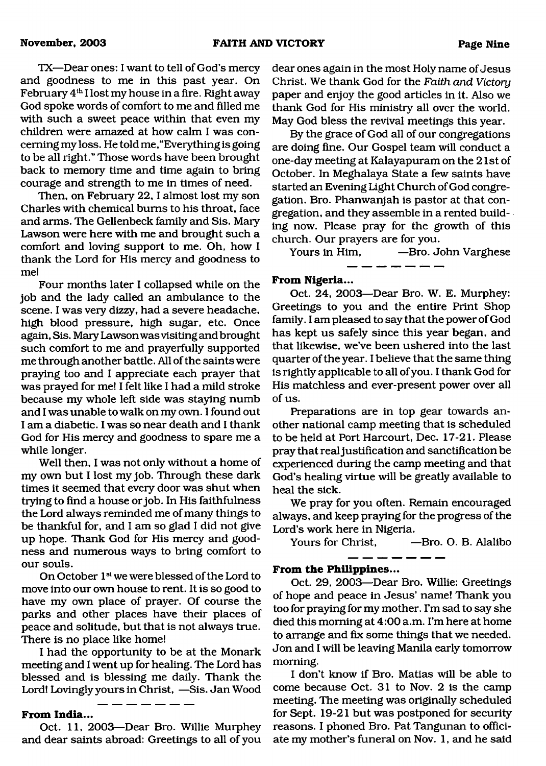TX—Dear ones: I want to tell of God's mercy and goodness to me in this past year. On February 4th I lost my house in a fire. Right away God spoke words of comfort to me and filled me with such a sweet peace within that even my children were amazed at how calm I was concerning my loss. He told me, "Everything is going to be all right." Those words have been brought back to memory time and time again to bring courage and strength to me in times of need.

Then, on February 22, I almost lost my son Charles with chemical burns to his throat, face and arms. The Gellenbeck family and Sis. Mary Lawson were here with me and brought such a comfort and loving support to me. Oh, how I thank the Lord for His mercy and goodness to me!

Four months later I collapsed while on the job and the lady called an ambulance to the scene. I was very dizzy, had a severe headache, high blood pressure, high sugar, etc. Once again, Sis. Mary Lawson was visiting and brought such comfort to me and prayerfully supported me through another battle. All of the saints were praying too and I appreciate each prayer that was prayed for me! I felt like I had a mild stroke because my whole left side was staying numb and I was unable to walk on my own. I found out I am a diabetic. I was so near death and I thank God for His mercy and goodness to spare me a while longer.

Well then, I was not only without a home of my own but I lost my job. Through these dark times it seemed that every door was shut when trying to find a house or job. In His faithfulness the Lord always reminded me of many things to be thankful for, and I am so glad I did not give up hope. Thank God for His mercy and goodness and numerous ways to bring comfort to our souls.

On October 1st we were blessed of the Lord to move into our own house to rent. It is so good to have my own place of prayer. Of course the parks and other places have their places of peace and solitude, but that is not always true. There is no place like home!

I had the opportunity to be at the Monark meeting and I went up for healing. The Lord has blessed and is blessing me daily. Thank the Lord! Lovingly yours in Christ, —Sis. Jan Wood

---

**From India...**

Oct. 11, 2003—Dear Bro. Willie Murphey and dear saints abroad: Greetings to all of you dear ones again in the most Holy name of Jesus Christ. We thank God for the *Faith and Victory* paper and enjoy the good articles in it. Also we thank God for His ministry all over the world. May God bless the revival meetings this year.

By the grace of God all of our congregations are doing fine. Our Gospel team will conduct a one-day meeting at Kalayapuram on the 21st of October. In Meghalaya State a few saints have started an Evening Light Church of God congregation. Bro. Phanwanjah is pastor at that congregation, and they assemble in a rented building now. Please pray for the growth of this church. Our prayers are for you.

Yours in Him, —Bro. John Varghese

---

**From Nigeria...**

Oct. 24, 2003—Dear Bro. W. E. Murphey: Greetings to you and the entire Print Shop family. I am pleased to say that the power of God has kept us safely since this year began, and that likewise, we've been ushered into the last quarter of the year. I believe that the same thing is rightly applicable to all of you. I thank God for His matchless and ever-present power over all of us.

Preparations are in top gear towards another national camp meeting that is scheduled to be held at Port Harcourt, Dec. 17-21. Please pray that real justification and sanctification be experienced during the camp meeting and that God's healing virtue will be greatly available to heal the sick.

We pray for you often. Remain encouraged always, and keep praying for the progress of the Lord's work here in Nigeria.

Yours for Christ, —Bro. O. B. Alalibo

---

**From the Philippines...**

Oct. 29, 2003—Dear Bro. Willie: Greetings of hope and peace in Jesus' name! Thank you too for praying for my mother. I'm sad to say she died this morning at 4:00 a.m. I'm here at home to arrange and fix some things that we needed. Jon and I will be leaving Manila early tomorrow morning.

I don't know if Bro. Matias will be able to come because Oct. 31 to Nov. 2 is the camp meeting. The meeting was originally scheduled for Sept. 19-21 but was postponed for security reasons. I phoned Bro. Pat Tangunan to officiate my mother's funeral on Nov. 1, and he said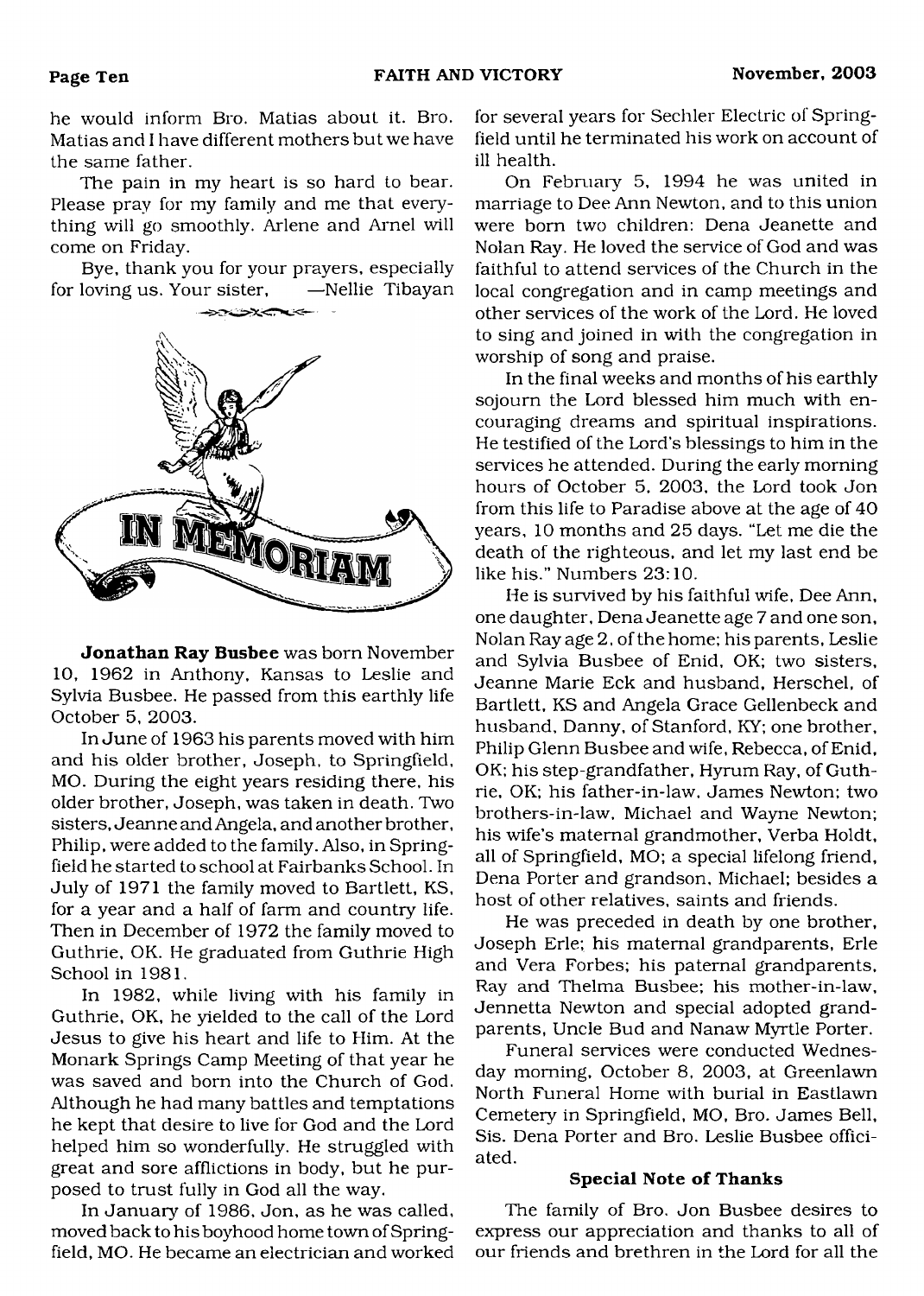he would inform Bro. Matias about it. Bro. Matias and I have different mothers but we have the same father.

The pain in my heart is so hard to bear. Please pray for my family and me that everything will go smoothly. Arlene and Arnel will come on Friday.

Bye, thank you for your prayers, especially for loving us. Your sister, —Nellie Tibayan

## IN MEMORIAM

**Jonathan Ray Busbee** was born November 10, 1962 in Anthony, Kansas to Leslie and Sylvia Busbee. He passed from this earthly life October 5, 2003.

In June of 1963 his parents moved with him and his older brother, Joseph, to Springfield, MO. During the eight years residing there, his older brother, Joseph, was taken in death. Two sisters, Jeanne and Angela, and another brother, Philip, were added to the family. Also, in Springfield he started to school at Fairbanks School. In July of 1971 the family moved to Bartlett, KS, for a year and a half of farm and country life. Then in December of 1972 the family moved to Guthrie, OK. He graduated from Guthrie High School in 1981.

In 1982, while living with his family in Guthrie, OK, he yielded to the call of the Lord Jesus to give his heart and life to Him. At the Monark Springs Camp Meeting of that year he was saved and born into the Church of God. Although he had many battles and temptations he kept that desire to live for God and the Lord helped him so wonderfully. He struggled with great and sore afflictions in body, but he purposed to trust fully in God all the way.

In January of 1986, Jon, as he was called, moved back to his boyhood home town of Springfield, MO. He became an electrician and worked for several years for Sechler Electric of Springfield until he terminated his work on account of ill health.

On February 5, 1994 he was united in marriage to Dee Ann Newton, and to this union were born two children: Dena Jeanette and Nolan Ray. He loved the service of God and was faithful to attend services of the Church in the local congregation and in camp meetings and other services of the work of the Lord. He loved to sing and joined in with the congregation in worship of song and praise.

In the final weeks and months of his earthly sojourn the Lord blessed him much with encouraging dreams and spiritual inspirations. He testified of the Lord's blessings to him in the services he attended. During the early morning hours of October 5, 2003, the Lord took Jon from this life to Paradise above at the age of 40 years, 10 months and 25 days. "Let me die the death of the righteous, and let my last end be like his." Numbers 23:10.

He is survived by his faithful wife, Dee Ann, one daughter, Dena Jeanette age 7 and one son, Nolan Ray age 2, of the home; his parents, Leslie and Sylvia Busbee of Enid, OK; two sisters, Jeanne Marie Eck and husband, Herschel, of Bartlett, KS and Angela Grace Gellenbeck and husband, Danny, of Stanford, KY; one brother, Philip Glenn Busbee and wife, Rebecca, of Enid, OK; his step-grandfather, Hyrum Ray, of Guthrie, OK; his father-in-law, James Newton; two brothers-in-law, Michael and Wayne Newton; his wife's maternal grandmother, Verba Holdt, all of Springfield, MO; a special lifelong friend, Dena Porter and grandson, Michael; besides a host of other relatives, saints and friends.

He was preceded in death by one brother, Joseph Erle; his maternal grandparents, Erle and Vera Forbes; his paternal grandparents, Ray and Thelma Busbee; his mother-in-law, Jennetta Newton and special adopted grandparents, Uncle Bud and Nanaw Myrtle Porter.

Funeral services were conducted Wednesday morning, October 8, 2003, at Greenlawn North Funeral Home with burial in Eastlawn Cemetery in Springfield, MO, Bro. James Bell, Sis. Dena Porter and Bro. Leslie Busbee officiated.

**Special Note of Thanks**

The family of Bro. Jon Busbee desires to express our appreciation and thanks to all of our friends and brethren in the Lord for all the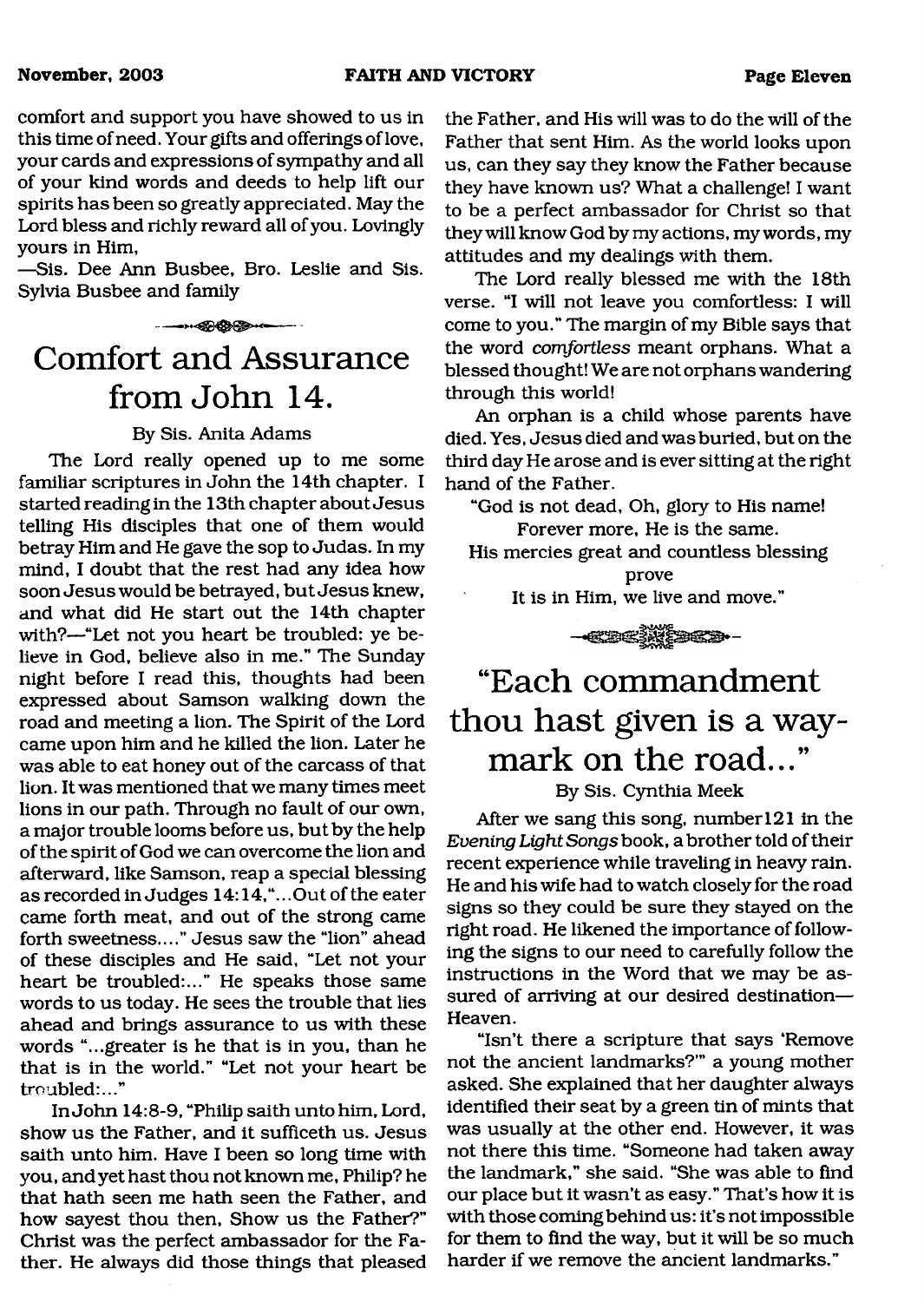comfort and support you have showed to us in this time of need. Your gifts and offerings of love, your cards and expressions of sympathy and all of your kind words and deeds to help lift our spirits has been so greatly appreciated. May the Lord bless and richly reward all of you. Lovingly yours in Him,

—Sis. Dee Ann Busbee, Bro. Leslie and Sis. Sylvia Busbee and family

## Comfort and Assurance from John 14.

By Sis. Anita Adams

The Lord really opened up to me some familiar scriptures in John the 14th chapter. I started reading in the 13th chapter about Jesus telling His disciples that one of them would betray Him and He gave the sop to Judas. In my mind, I doubt that the rest had any idea how soon Jesus would be betrayed, but Jesus knew, and what did He start out the 14th chapter with?—"Let not you heart be troubled: ye believe in God, believe also in me." The Sunday night before I read this, thoughts had been expressed about Samson walking down the road and meeting a lion. The Spirit of the Lord came upon him and he killed the lion. Later he was able to eat honey out of the carcass of that lion. It was mentioned that we many times meet lions in our path. Through no fault of our own, a major trouble looms before us, but by the help of the spirit of God we can overcome the lion and afterward, like Samson, reap a special blessing as recorded in Judges 14:14,"...Out of the eater came forth meat, and out of the strong came forth sweetness...." Jesus saw the "lion" ahead of these disciples and He said, "Let not your heart be troubled:..." He speaks those same words to us today. He sees the trouble that lies ahead and brings assurance to us with these words "...greater is he that is in you, than he that is in the world." "Let not your heart be troubled:..."

In John 14:8-9, "Philip saith unto him, Lord, show us the Father, and it sufficeth us. Jesus saith unto him. Have I been so long time with you, and yet hast thou not known me, Philip? he that hath seen me hath seen the Father, and how sayest thou then, Show us the Father?" Christ was the perfect ambassador for the Father. He always did those things that pleased the Father, and His will was to do the will of the Father that sent Him. As the world looks upon us, can they say they know the Father because they have known us? What a challenge! I want to be a perfect ambassador for Christ so that they will know God by my actions, my words, my attitudes and my dealings with them.

The Lord really blessed me with the 18th verse. "I will not leave you comfortless: I will come to you." The margin of my Bible says that the word *comfortless* meant orphans. What a blessed thought! We are not orphans wandering through this world!

An orphan is a child whose parents have died. Yes, Jesus died and was buried, but on the third day He arose and is ever sitting at the right hand of the Father.

"God is not dead, Oh, glory to His name!
Forever more, He is the same.
His mercies great and countless blessing prove
It is in Him, we live and move."

## "Each commandment thou hast given is a waymark on the road..."

By Sis. Cynthia Meek

After we sang this song, number121 in the *Evening Light Songs* book, a brother told of their recent experience while traveling in heavy rain. He and his wife had to watch closely for the road signs so they could be sure they stayed on the right road. He likened the importance of following the signs to our need to carefully follow the instructions in the Word that we may be assured of arriving at our desired destination—Heaven.

"Isn't there a scripture that says 'Remove not the ancient landmarks?'" a young mother asked. She explained that her daughter always identified their seat by a green tin of mints that was usually at the other end. However, it was not there this time. "Someone had taken away the landmark," she said. "She was able to find our place but it wasn't as easy." That's how it is with those coming behind us: it's not impossible for them to find the way, but it will be so much harder if we remove the ancient landmarks."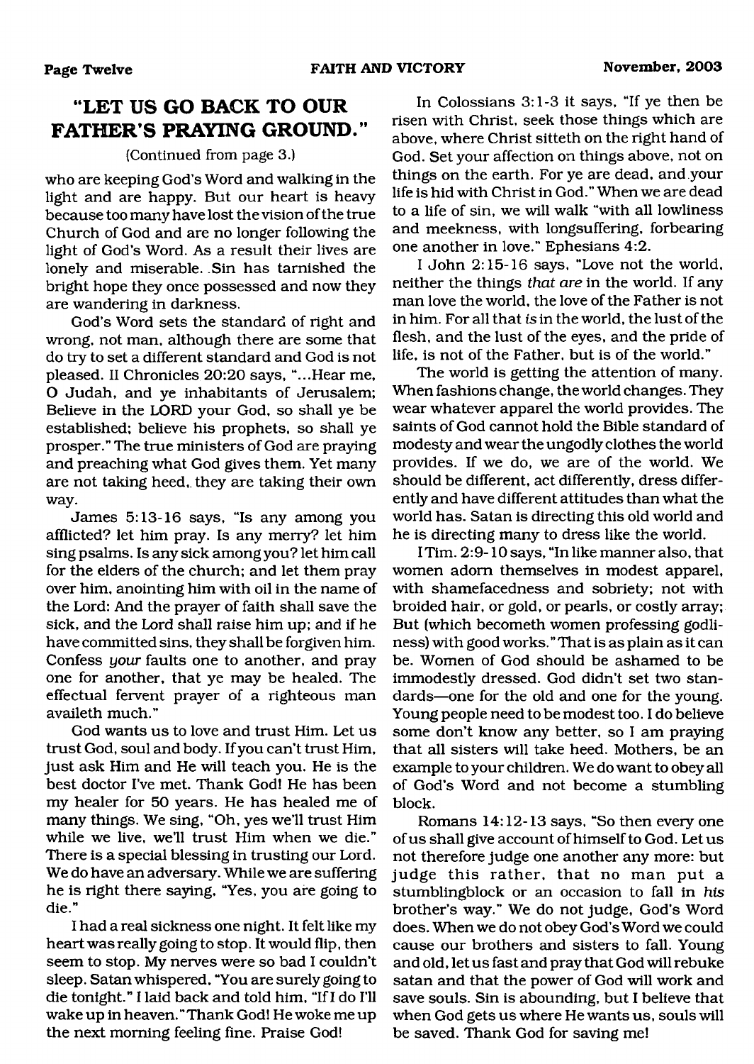## "LET US GO BACK TO OUR FATHER'S PRAYING GROUND."

(Continued from page 3.)

who are keeping God's Word and walking in the light and are happy. But our heart is heavy because too many have lost the vision of the true Church of God and are no longer following the light of God's Word. As a result their lives are lonely and miserable. Sin has tarnished the bright hope they once possessed and now they are wandering in darkness.

God's Word sets the standard of right and wrong, not man, although there are some that do try to set a different standard and God is not pleased. II Chronicles 20:20 says, "...Hear me, O Judah, and ye inhabitants of Jerusalem; Believe in the LORD your God, so shall ye be established; believe his prophets, so shall ye prosper." The true ministers of God are praying and preaching what God gives them. Yet many are not taking heed, they are taking their own way.

James 5:13-16 says, "Is any among you afflicted? let him pray. Is any merry? let him sing psalms. Is any sick among you? let him call for the elders of the church; and let them pray over him, anointing him with oil in the name of the Lord: And the prayer of faith shall save the sick, and the Lord shall raise him up; and if he have committed sins, they shall be forgiven him. Confess *your* faults one to another, and pray one for another, that ye may be healed. The effectual fervent prayer of a righteous man availeth much."

God wants us to love and trust Him. Let us trust God, soul and body. If you can't trust Him, just ask Him and He will teach you. He is the best doctor I've met. Thank God! He has been my healer for 50 years. He has healed me of many things. We sing, "Oh, yes we'll trust Him while we live, we'll trust Him when we die." There is a special blessing in trusting our Lord. We do have an adversary. While we are suffering he is right there saying, "Yes, you are going to die."

I had a real sickness one night. It felt like my heart was really going to stop. It would flip, then seem to stop. My nerves were so bad I couldn't sleep. Satan whispered, "You are surely going to die tonight." I laid back and told him, "If I do I'll wake up in heaven." Thank God! He woke me up the next morning feeling fine. Praise God!

In Colossians 3:1-3 it says, "If ye then be risen with Christ, seek those things which are above, where Christ sitteth on the right hand of God. Set your affection on things above, not on things on the earth. For ye are dead, and your life is hid with Christ in God." When we are dead to a life of sin, we will walk "with all lowliness and meekness, with longsuffering, forbearing one another in love." Ephesians 4:2.

I John 2:15-16 says, "Love not the world, neither the things *that are* in the world. If any man love the world, the love of the Father is not in him. For all that *is* in the world, the lust of the flesh, and the lust of the eyes, and the pride of life, is not of the Father, but is of the world."

The world is getting the attention of many. When fashions change, the world changes. They wear whatever apparel the world provides. The saints of God cannot hold the Bible standard of modesty and wear the ungodly clothes the world provides. If we do, we are of the world. We should be different, act differently, dress differently and have different attitudes than what the world has. Satan is directing this old world and he is directing many to dress like the world.

I Tim. 2:9-10 says, "In like manner also, that women adorn themselves in modest apparel, with shamefacedness and sobriety; not with broided hair, or gold, or pearls, or costly array; But (which becometh women professing godliness) with good works." That is as plain as it can be. Women of God should be ashamed to be immodestly dressed. God didn't set two standards—one for the old and one for the young. Young people need to be modest too. I do believe some don't know any better, so I am praying that all sisters will take heed. Mothers, be an example to your children. We do want to obey all of God's Word and not become a stumbling block.

Romans 14:12-13 says, "So then every one of us shall give account of himself to God. Let us not therefore judge one another any more: but judge this rather, that no man put a stumblingblock or an occasion to fall in *his* brother's way." We do not judge, God's Word does. When we do not obey God's Word we could cause our brothers and sisters to fall. Young and old, let us fast and pray that God will rebuke satan and that the power of God will work and save souls. Sin is abounding, but I believe that when God gets us where He wants us, souls will be saved. Thank God for saving me!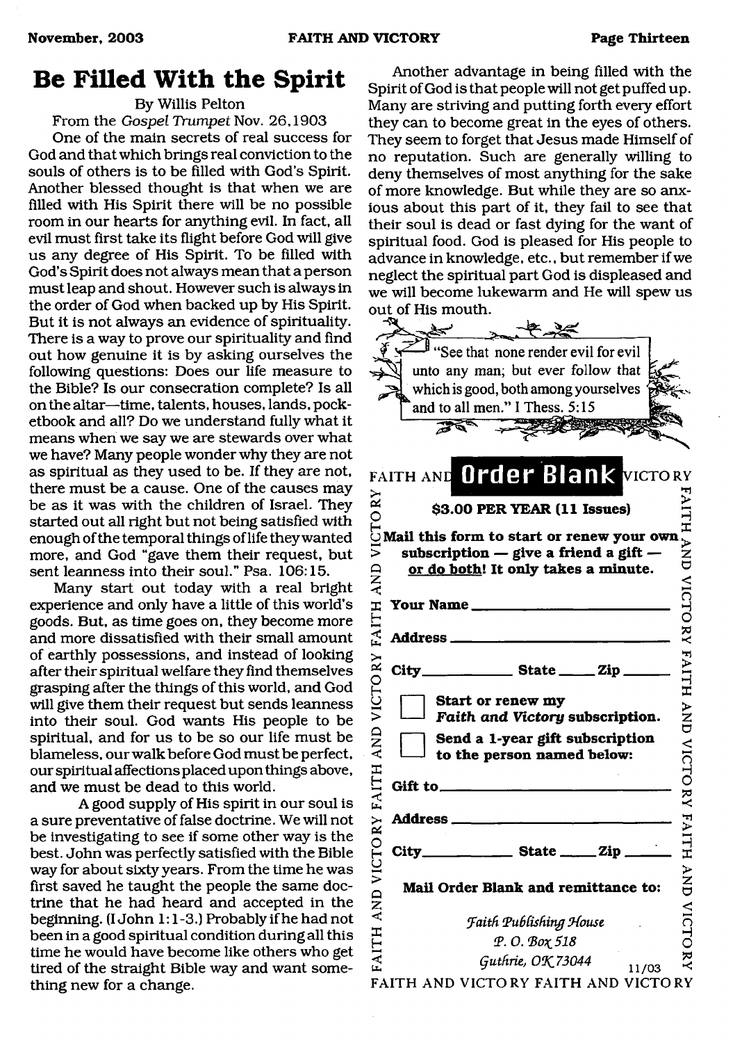# Be Filled With the Spirit

By Willis Pelton

From the *Gospel Trumpet* Nov. 26, 1903

One of the main secrets of real success for God and that which brings real conviction to the souls of others is to be filled with God's Spirit. Another blessed thought is that when we are filled with His Spirit there will be no possible room in our hearts for anything evil. In fact, all evil must first take its flight before God will give us any degree of His Spirit. To be filled with God's Spirit does not always mean that a person must leap and shout. However such is always in the order of God when backed up by His Spirit. But it is not always an evidence of spirituality. There is a way to prove our spirituality and find out how genuine it is by asking ourselves the following questions: Does our life measure to the Bible? Is our consecration complete? Is all on the altar—time, talents, houses, lands, pocketbook and all? Do we understand fully what it means when we say we are stewards over what we have? Many people wonder why they are not as spiritual as they used to be. If they are not, there must be a cause. One of the causes may be as it was with the children of Israel. They started out all right but not being satisfied with enough of the temporal things of life they wanted more, and God "gave them their request, but sent leanness into their soul." Psa. 106:15.

Many start out today with a real bright experience and only have a little of this world's goods. But, as time goes on, they become more and more dissatisfied with their small amount of earthly possessions, and instead of looking after their spiritual welfare they find themselves grasping after the things of this world, and God will give them their request but sends leanness into their soul. God wants His people to be spiritual, and for us to be so our life must be blameless, our walk before God must be perfect, our spiritual affections placed upon things above, and we must be dead to this world.

A good supply of His spirit in our soul is a sure preventative of false doctrine. We will not be investigating to see if some other way is the best. John was perfectly satisfied with the Bible way for about sixty years. From the time he was first saved he taught the people the same doctrine that he had heard and accepted in the beginning. (I John 1:1-3.) Probably if he had not been in a good spiritual condition during all this time he would have become like others who get tired of the straight Bible way and want something new for a change.

Another advantage in being filled with the Spirit of God is that people will not get puffed up. Many are striving and putting forth every effort they can to become great in the eyes of others. They seem to forget that Jesus made Himself of no reputation. Such are generally willing to deny themselves of most anything for the sake of more knowledge. But while they are so anxious about this part of it, they fail to see that their soul is dead or fast dying for the want of spiritual food. God is pleased for His people to advance in knowledge, etc., but remember if we neglect the spiritual part God is displeased and we will become lukewarm and He will spew us out of His mouth.

"See that none render evil for evil unto any man; but ever follow that which is good, both among yourselves and to all men." I Thess. 5:15

## Order Blank

**$3.00 PER YEAR (11 Issues)**

**Mail this form to start or renew your own subscription — give a friend a gift — or do both! It only takes a minute.**

**Your Name** ______________________

**Address** ______________________

**City** __________ **State** _____ **Zip** _____

☐ **Start or renew my *Faith and Victory* subscription.**

☐ **Send a 1-year gift subscription to the person named below:**

**Gift to** ______________________

**Address** ______________________

**City** __________ **State** _____ **Zip** _____

**Mail Order Blank and remittance to:**

*Faith Publishing House*
*P. O. Box 518*
*Guthrie, OK 73044*

11/03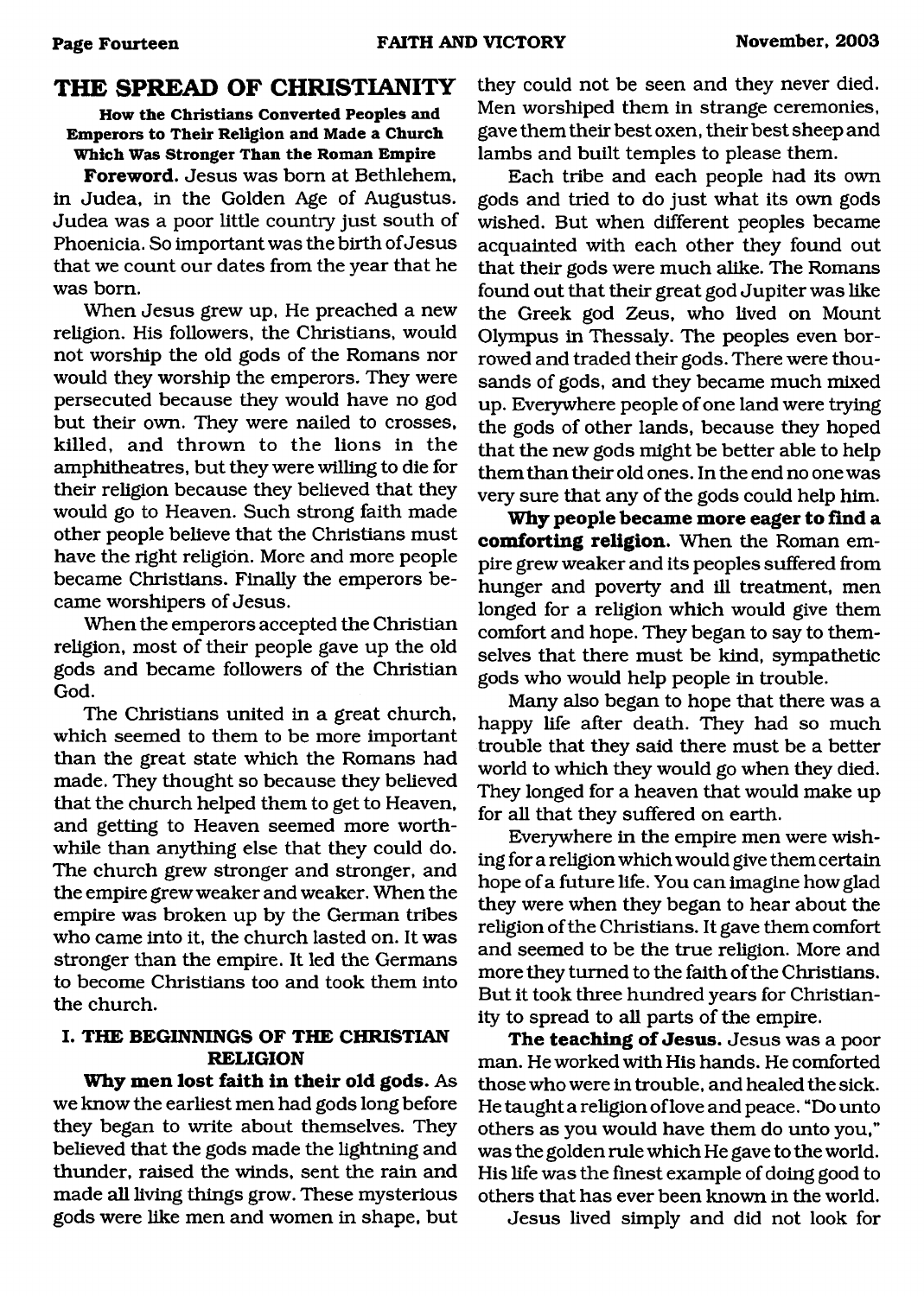# THE SPREAD OF CHRISTIANITY

**How the Christians Converted Peoples and Emperors to Their Religion and Made a Church Which Was Stronger Than the Roman Empire**

**Foreword.** Jesus was born at Bethlehem, in Judea, in the Golden Age of Augustus. Judea was a poor little country just south of Phoenicia. So important was the birth of Jesus that we count our dates from the year that he was born.

When Jesus grew up, He preached a new religion. His followers, the Christians, would not worship the old gods of the Romans nor would they worship the emperors. They were persecuted because they would have no god but their own. They were nailed to crosses, killed, and thrown to the lions in the amphitheatres, but they were willing to die for their religion because they believed that they would go to Heaven. Such strong faith made other people believe that the Christians must have the right religion. More and more people became Christians. Finally the emperors became worshipers of Jesus.

When the emperors accepted the Christian religion, most of their people gave up the old gods and became followers of the Christian God.

The Christians united in a great church, which seemed to them to be more important than the great state which the Romans had made. They thought so because they believed that the church helped them to get to Heaven, and getting to Heaven seemed more worthwhile than anything else that they could do. The church grew stronger and stronger, and the empire grew weaker and weaker. When the empire was broken up by the German tribes who came into it, the church lasted on. It was stronger than the empire. It led the Germans to become Christians too and took them into the church.

## I. THE BEGINNINGS OF THE CHRISTIAN RELIGION

**Why men lost faith in their old gods.** As we know the earliest men had gods long before they began to write about themselves. They believed that the gods made the lightning and thunder, raised the winds, sent the rain and made all living things grow. These mysterious gods were like men and women in shape, but they could not be seen and they never died. Men worshiped them in strange ceremonies, gave them their best oxen, their best sheep and lambs and built temples to please them.

Each tribe and each people had its own gods and tried to do just what its own gods wished. But when different peoples became acquainted with each other they found out that their gods were much alike. The Romans found out that their great god Jupiter was like the Greek god Zeus, who lived on Mount Olympus in Thessaly. The peoples even borrowed and traded their gods. There were thousands of gods, and they became much mixed up. Everywhere people of one land were trying the gods of other lands, because they hoped that the new gods might be better able to help them than their old ones. In the end no one was very sure that any of the gods could help him.

**Why people became more eager to find a comforting religion.** When the Roman empire grew weaker and its peoples suffered from hunger and poverty and ill treatment, men longed for a religion which would give them comfort and hope. They began to say to themselves that there must be kind, sympathetic gods who would help people in trouble.

Many also began to hope that there was a happy life after death. They had so much trouble that they said there must be a better world to which they would go when they died. They longed for a heaven that would make up for all that they suffered on earth.

Everywhere in the empire men were wishing for a religion which would give them certain hope of a future life. You can imagine how glad they were when they began to hear about the religion of the Christians. It gave them comfort and seemed to be the true religion. More and more they turned to the faith of the Christians. But it took three hundred years for Christianity to spread to all parts of the empire.

**The teaching of Jesus.** Jesus was a poor man. He worked with His hands. He comforted those who were in trouble, and healed the sick. He taught a religion of love and peace. "Do unto others as you would have them do unto you," was the golden rule which He gave to the world. His life was the finest example of doing good to others that has ever been known in the world.

Jesus lived simply and did not look for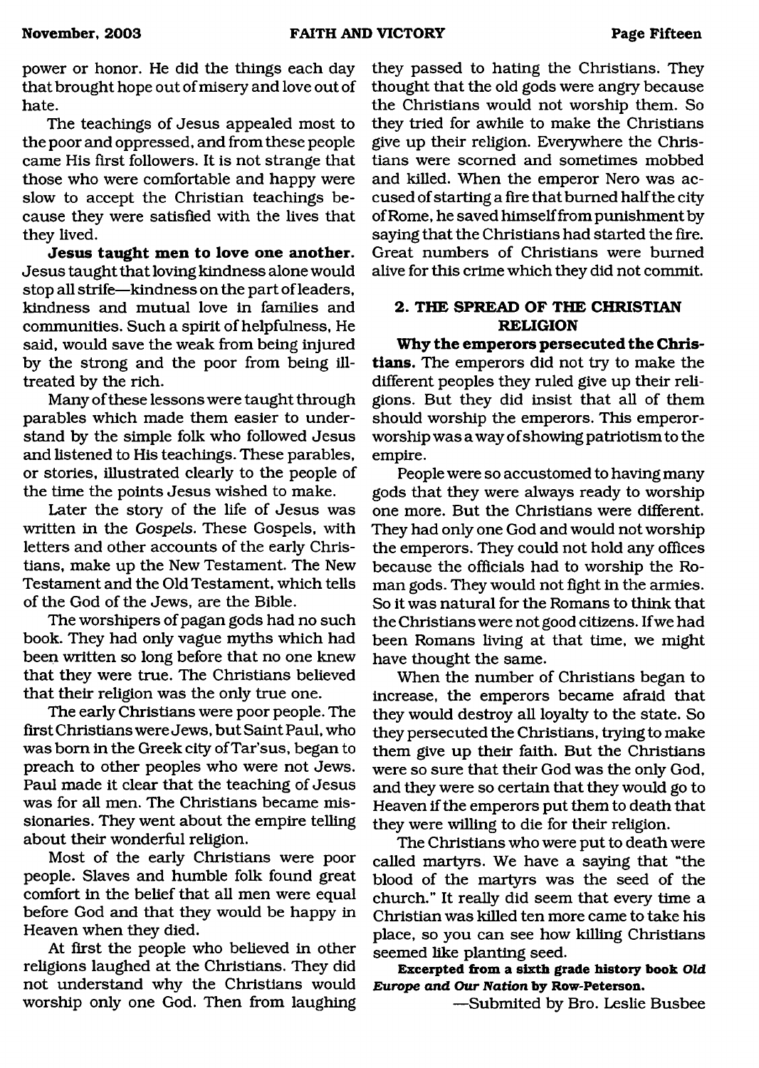power or honor. He did the things each day that brought hope out of misery and love out of hate.

The teachings of Jesus appealed most to the poor and oppressed, and from these people came His first followers. It is not strange that those who were comfortable and happy were slow to accept the Christian teachings because they were satisfied with the lives that they lived.

**Jesus taught men to love one another.** Jesus taught that loving kindness alone would stop all strife—kindness on the part of leaders, kindness and mutual love in families and communities. Such a spirit of helpfulness, He said, would save the weak from being injured by the strong and the poor from being ill-treated by the rich.

Many of these lessons were taught through parables which made them easier to understand by the simple folk who followed Jesus and listened to His teachings. These parables, or stories, illustrated clearly to the people of the time the points Jesus wished to make.

Later the story of the life of Jesus was written in the *Gospels*. These Gospels, with letters and other accounts of the early Christians, make up the New Testament. The New Testament and the Old Testament, which tells of the God of the Jews, are the Bible.

The worshipers of pagan gods had no such book. They had only vague myths which had been written so long before that no one knew that they were true. The Christians believed that their religion was the only true one.

The early Christians were poor people. The first Christians were Jews, but Saint Paul, who was born in the Greek city of Tar'sus, began to preach to other peoples who were not Jews. Paul made it clear that the teaching of Jesus was for all men. The Christians became missionaries. They went about the empire telling about their wonderful religion.

Most of the early Christians were poor people. Slaves and humble folk found great comfort in the belief that all men were equal before God and that they would be happy in Heaven when they died.

At first the people who believed in other religions laughed at the Christians. They did not understand why the Christians would worship only one God. Then from laughing they passed to hating the Christians. They thought that the old gods were angry because the Christians would not worship them. So they tried for awhile to make the Christians give up their religion. Everywhere the Christians were scorned and sometimes mobbed and killed. When the emperor Nero was accused of starting a fire that burned half the city of Rome, he saved himself from punishment by saying that the Christians had started the fire. Great numbers of Christians were burned alive for this crime which they did not commit.

## 2. THE SPREAD OF THE CHRISTIAN RELIGION

**Why the emperors persecuted the Christians.** The emperors did not try to make the different peoples they ruled give up their religions. But they did insist that all of them should worship the emperors. This emperor-worship was a way of showing patriotism to the empire.

People were so accustomed to having many gods that they were always ready to worship one more. But the Christians were different. They had only one God and would not worship the emperors. They could not hold any offices because the officials had to worship the Roman gods. They would not fight in the armies. So it was natural for the Romans to think that the Christians were not good citizens. If we had been Romans living at that time, we might have thought the same.

When the number of Christians began to increase, the emperors became afraid that they would destroy all loyalty to the state. So they persecuted the Christians, trying to make them give up their faith. But the Christians were so sure that their God was the only God, and they were so certain that they would go to Heaven if the emperors put them to death that they were willing to die for their religion.

The Christians who were put to death were called martyrs. We have a saying that "the blood of the martyrs was the seed of the church." It really did seem that every time a Christian was killed ten more came to take his place, so you can see how killing Christians seemed like planting seed.

**Excerpted from a sixth grade history book *Old Europe and Our Nation* by Row-Peterson.**

—Submited by Bro. Leslie Busbee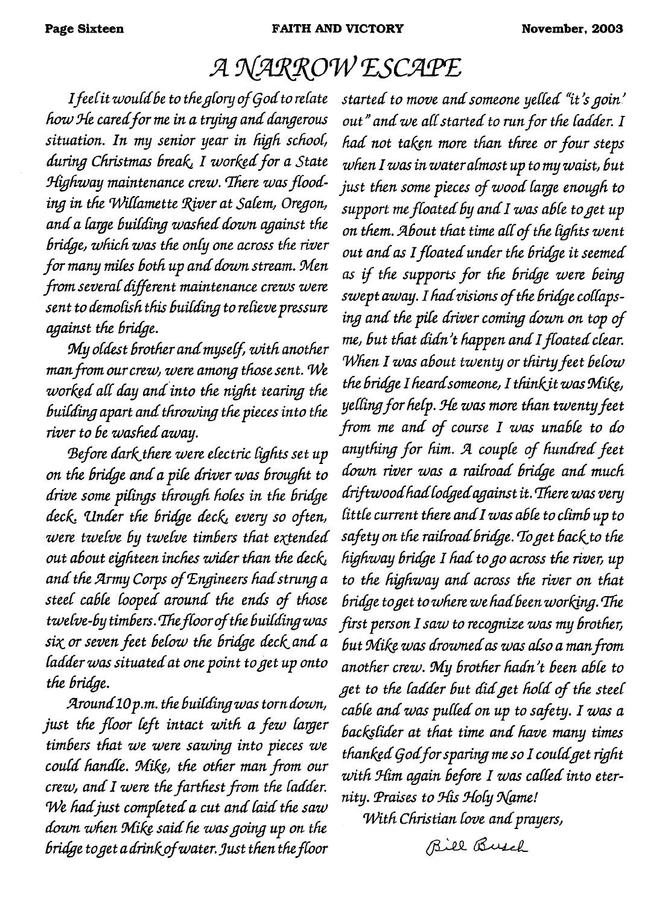# A NARROW ESCAPE

*I feel it would be to the glory of God to relate how He cared for me in a trying and dangerous situation. In my senior year in high school, during Christmas break, I worked for a State Highway maintenance crew. There was flooding in the Willamette River at Salem, Oregon, and a large building washed down against the bridge, which was the only one across the river for many miles both up and down stream. Men from several different maintenance crews were sent to demolish this building to relieve pressure against the bridge.*

*My oldest brother and myself, with another man from our crew, were among those sent. We worked all day and into the night tearing the building apart and throwing the pieces into the river to be washed away.*

*Before dark there were electric lights set up on the bridge and a pile driver was brought to drive some pilings through holes in the bridge deck. Under the bridge deck, every so often, were twelve by twelve timbers that extended out about eighteen inches wider than the deck, and the Army Corps of Engineers had strung a steel cable looped around the ends of those twelve-by timbers. The floor of the building was six or seven feet below the bridge deck and a ladder was situated at one point to get up onto the bridge.*

*Around 10 p.m. the building was torn down, just the floor left intact with a few larger timbers that we were sawing into pieces we could handle. Mike, the other man from our crew, and I were the farthest from the ladder. We had just completed a cut and laid the saw down when Mike said he was going up on the bridge to get a drink of water. Just then the floor started to move and someone yelled "it's goin' out" and we all started to run for the ladder. I had not taken more than three or four steps when I was in water almost up to my waist, but just then some pieces of wood large enough to support me floated by and I was able to get up on them. About that time all of the lights went out and as I floated under the bridge it seemed as if the supports for the bridge were being swept away. I had visions of the bridge collapsing and the pile driver coming down on top of me, but that didn't happen and I floated clear. When I was about twenty or thirty feet below the bridge I heard someone, I think it was Mike, yelling for help. He was more than twenty feet from me and of course I was unable to do anything for him. A couple of hundred feet down river was a railroad bridge and much driftwood had lodged against it. There was very little current there and I was able to climb up to safety on the railroad bridge. To get back to the highway bridge I had to go across the river, up to the highway and across the river on that bridge to get to where we had been working. The first person I saw to recognize was my brother, but Mike was drowned as was also a man from another crew. My brother hadn't been able to get to the ladder but did get hold of the steel cable and was pulled on up to safety. I was a backslider at that time and have many times thanked God for sparing me so I could get right with Him again before I was called into eternity. Praises to His Holy Name!*

*With Christian love and prayers,*

Bill Busch